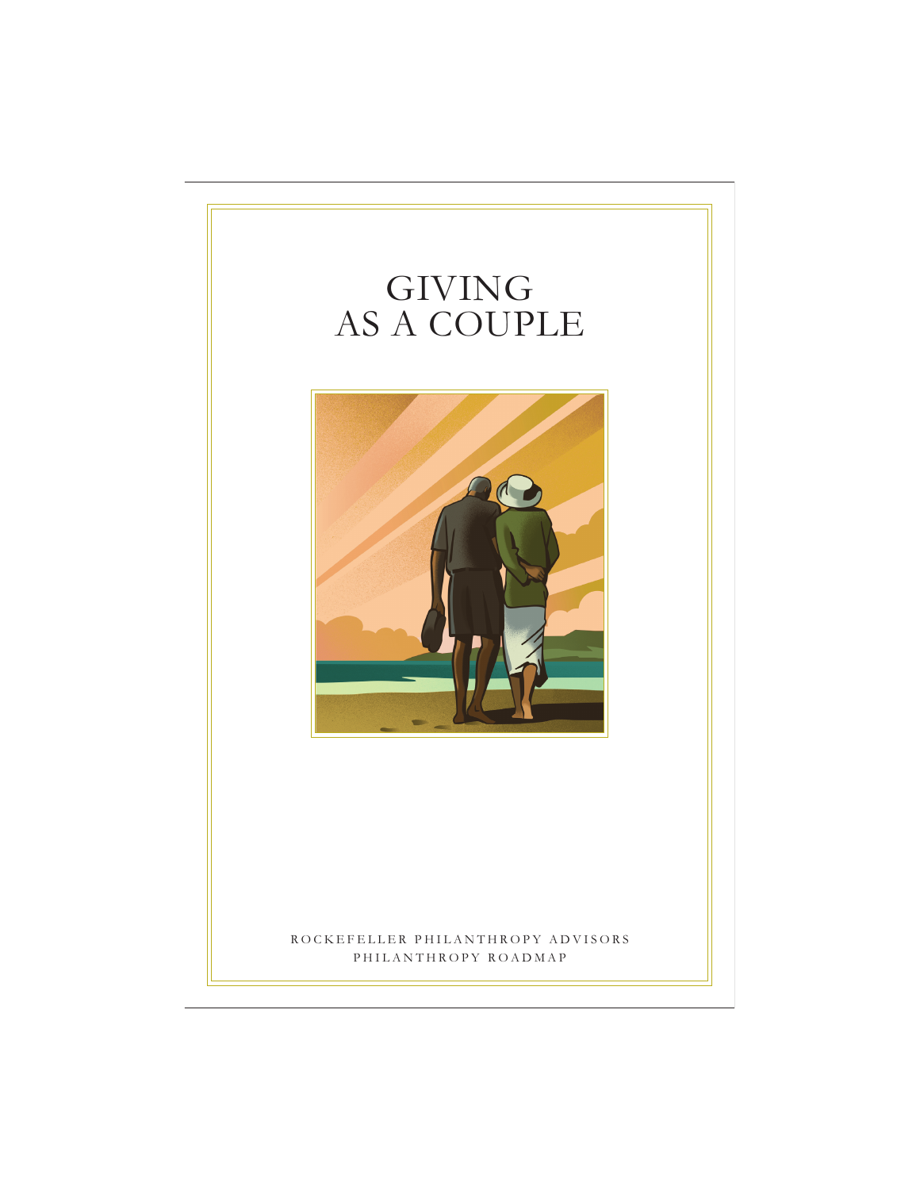# GIVING AS A COUPLE

ROCKEFELLER PHILANTHROPY ADVISORS

PHILANTHROPY ROADMAP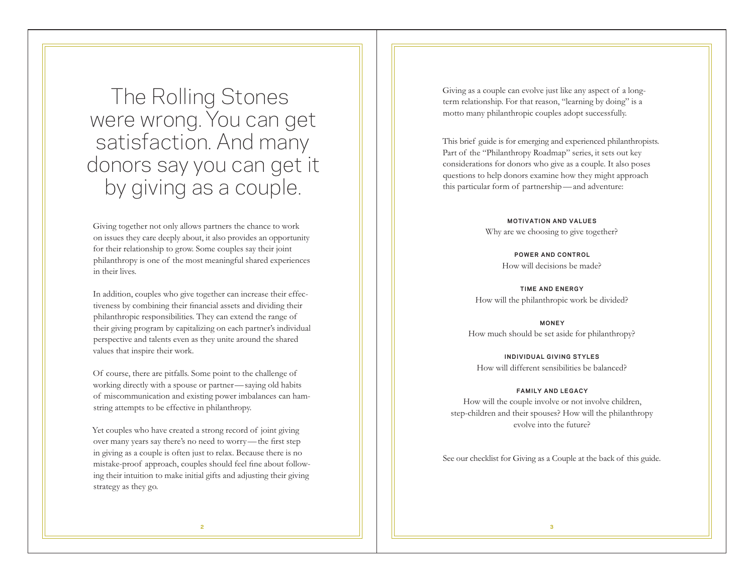# The Rolling Stones were wrong. You can get satisfaction. And many donors say you can get it by giving as a couple.

Giving together not only allows partners the chance to work on issues they care deeply about, it also provides an opportunity for their relationship to grow. Some couples say their joint philanthropy is one of the most meaningful shared experiences in their lives.

In addition, couples who give together can increase their effectiveness by combining their financial assets and dividing their philanthropic responsibilities. They can extend the range of their giving program by capitalizing on each partner's individual perspective and talents even as they unite around the shared values that inspire their work.

Of course, there are pitfalls. Some point to the challenge of working directly with a spouse or partner—saying old habits of miscommunication and existing power imbalances can hamstring attempts to be effective in philanthropy.

Yet couples who have created a strong record of joint giving over many years say there's no need to worry—the first step in giving as a couple is often just to relax. Because there is no mistake-proof approach, couples should feel fine about following their intuition to make initial gifts and adjusting their giving strategy as they go.

Giving as a couple can evolve just like any aspect of a long-term relationship. For that reason, "learning by doing" is a motto many philanthropic couples adopt successfully.

This brief guide is for emerging and experienced philanthropists. Part of the "Philanthropy Roadmap" series, it sets out key considerations for donors who give as a couple. It also poses questions to help donors examine how they might approach this particular form of partnership—and adventure:

**MOTIVATION AND VALUES**
Why are we choosing to give together?

**POWER AND CONTROL**
How will decisions be made?

**TIME AND ENERGY**
How will the philanthropic work be divided?

**MONEY**
How much should be set aside for philanthropy?

**INDIVIDUAL GIVING STYLES**
How will different sensibilities be balanced?

**FAMILY AND LEGACY**
How will the couple involve or not involve children, step-children and their spouses? How will the philanthropy evolve into the future?

See our checklist for Giving as a Couple at the back of this guide.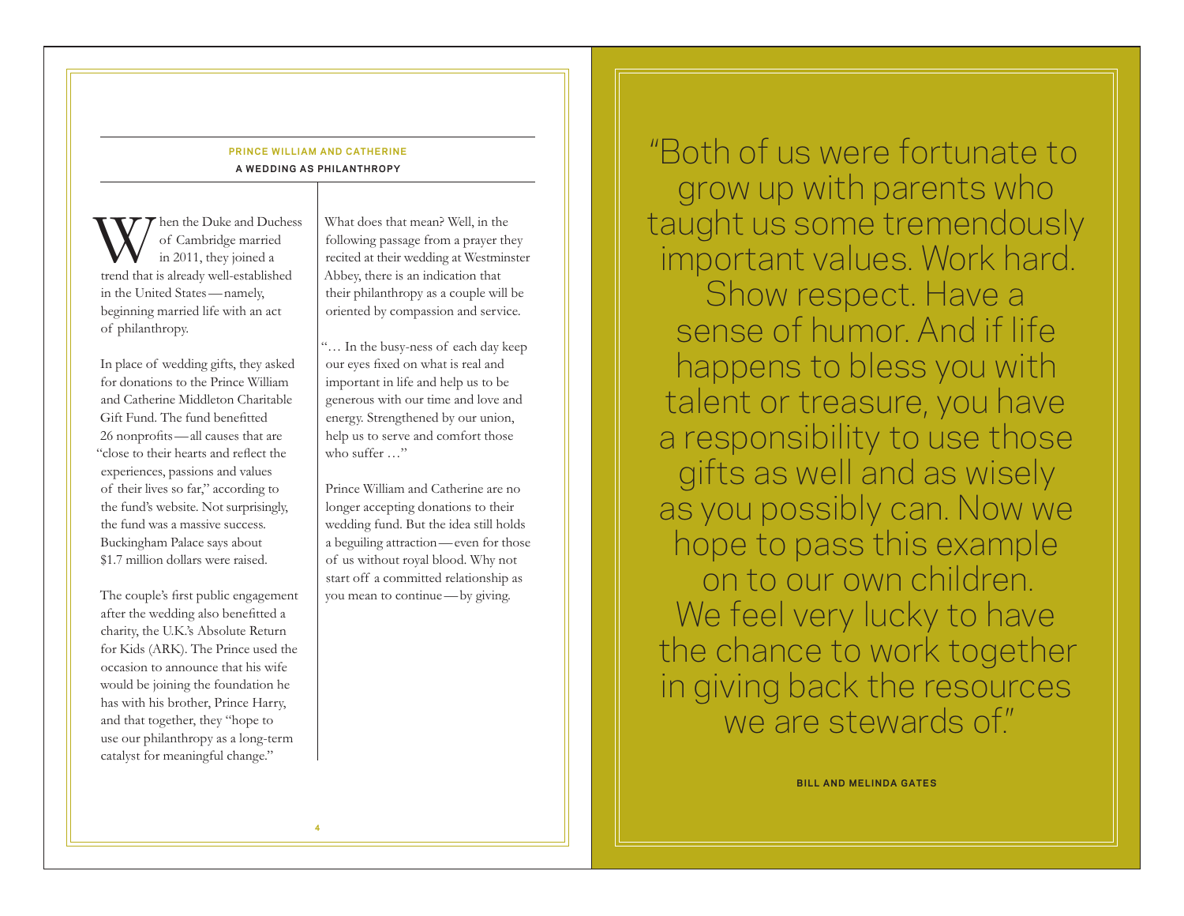## PRINCE WILLIAM AND CATHERINE

### A WEDDING AS PHILANTHROPY

When the Duke and Duchess of Cambridge married in 2011, they joined a trend that is already well-established in the United States — namely, beginning married life with an act of philanthropy.

In place of wedding gifts, they asked for donations to the Prince William and Catherine Middleton Charitable Gift Fund. The fund benefitted 26 nonprofits — all causes that are "close to their hearts and reflect the experiences, passions and values of their lives so far," according to the fund's website. Not surprisingly, the fund was a massive success. Buckingham Palace says about $1.7 million dollars were raised.

The couple's first public engagement after the wedding also benefitted a charity, the U.K.'s Absolute Return for Kids (ARK). The Prince used the occasion to announce that his wife would be joining the foundation he has with his brother, Prince Harry, and that together, they "hope to use our philanthropy as a long-term catalyst for meaningful change."

What does that mean? Well, in the following passage from a prayer they recited at their wedding at Westminster Abbey, there is an indication that their philanthropy as a couple will be oriented by compassion and service.

"… In the busy-ness of each day keep our eyes fixed on what is real and important in life and help us to be generous with our time and love and energy. Strengthened by our union, help us to serve and comfort those who suffer …"

Prince William and Catherine are no longer accepting donations to their wedding fund. But the idea still holds a beguiling attraction — even for those of us without royal blood. Why not start off a committed relationship as you mean to continue — by giving.

> "Both of us were fortunate to grow up with parents who taught us some tremendously important values. Work hard. Show respect. Have a sense of humor. And if life happens to bless you with talent or treasure, you have a responsibility to use those gifts as well and as wisely as you possibly can. Now we hope to pass this example on to our own children. We feel very lucky to have the chance to work together in giving back the resources we are stewards of."
>
> **BILL AND MELINDA GATES**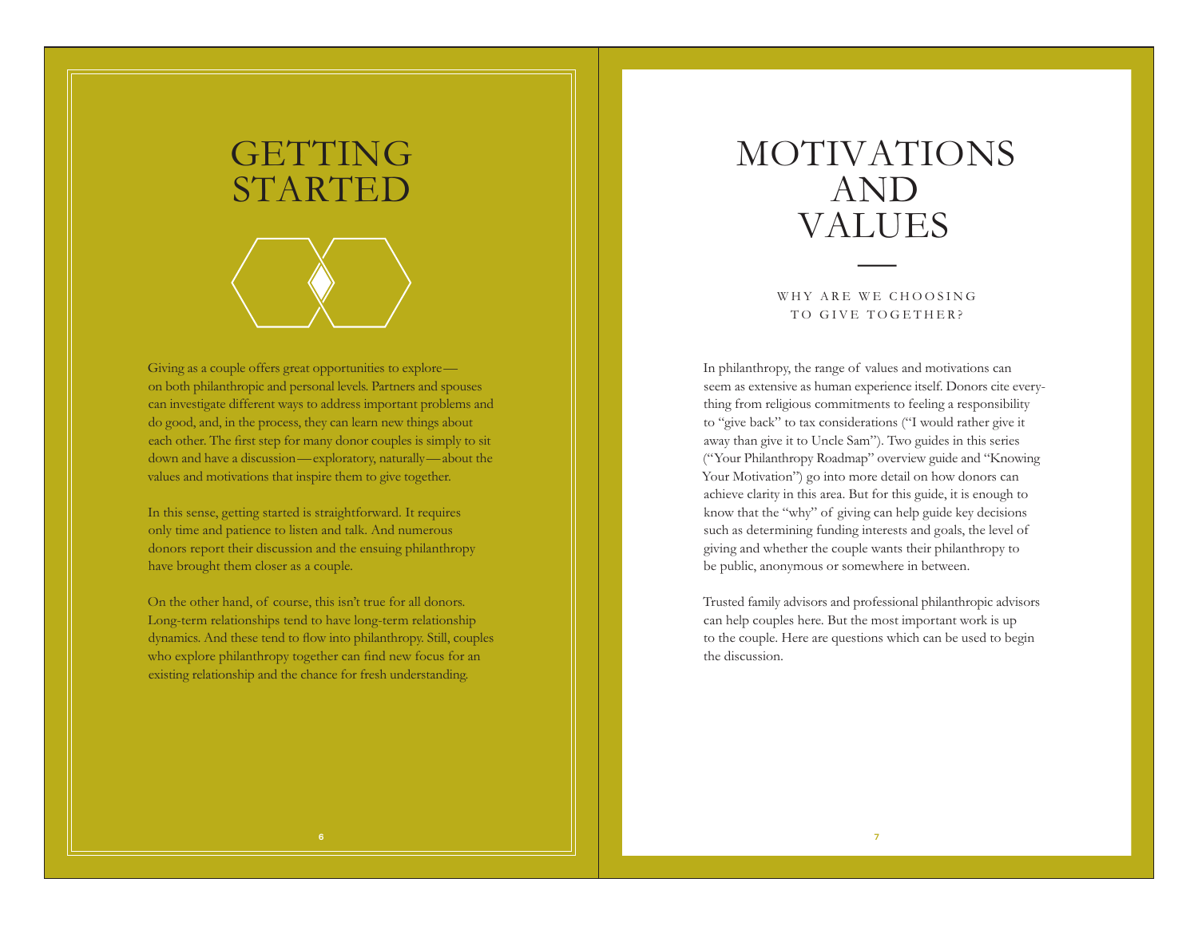# GETTING STARTED

Giving as a couple offers great opportunities to explore—on both philanthropic and personal levels. Partners and spouses can investigate different ways to address important problems and do good, and, in the process, they can learn new things about each other. The first step for many donor couples is simply to sit down and have a discussion—exploratory, naturally—about the values and motivations that inspire them to give together.

In this sense, getting started is straightforward. It requires only time and patience to listen and talk. And numerous donors report their discussion and the ensuing philanthropy have brought them closer as a couple.

On the other hand, of course, this isn't true for all donors. Long-term relationships tend to have long-term relationship dynamics. And these tend to flow into philanthropy. Still, couples who explore philanthropy together can find new focus for an existing relationship and the chance for fresh understanding.

# MOTIVATIONS AND VALUES

## WHY ARE WE CHOOSING TO GIVE TOGETHER?

In philanthropy, the range of values and motivations can seem as extensive as human experience itself. Donors cite everything from religious commitments to feeling a responsibility to "give back" to tax considerations ("I would rather give it away than give it to Uncle Sam"). Two guides in this series ("Your Philanthropy Roadmap" overview guide and "Knowing Your Motivation") go into more detail on how donors can achieve clarity in this area. But for this guide, it is enough to know that the "why" of giving can help guide key decisions such as determining funding interests and goals, the level of giving and whether the couple wants their philanthropy to be public, anonymous or somewhere in between.

Trusted family advisors and professional philanthropic advisors can help couples here. But the most important work is up to the couple. Here are questions which can be used to begin the discussion.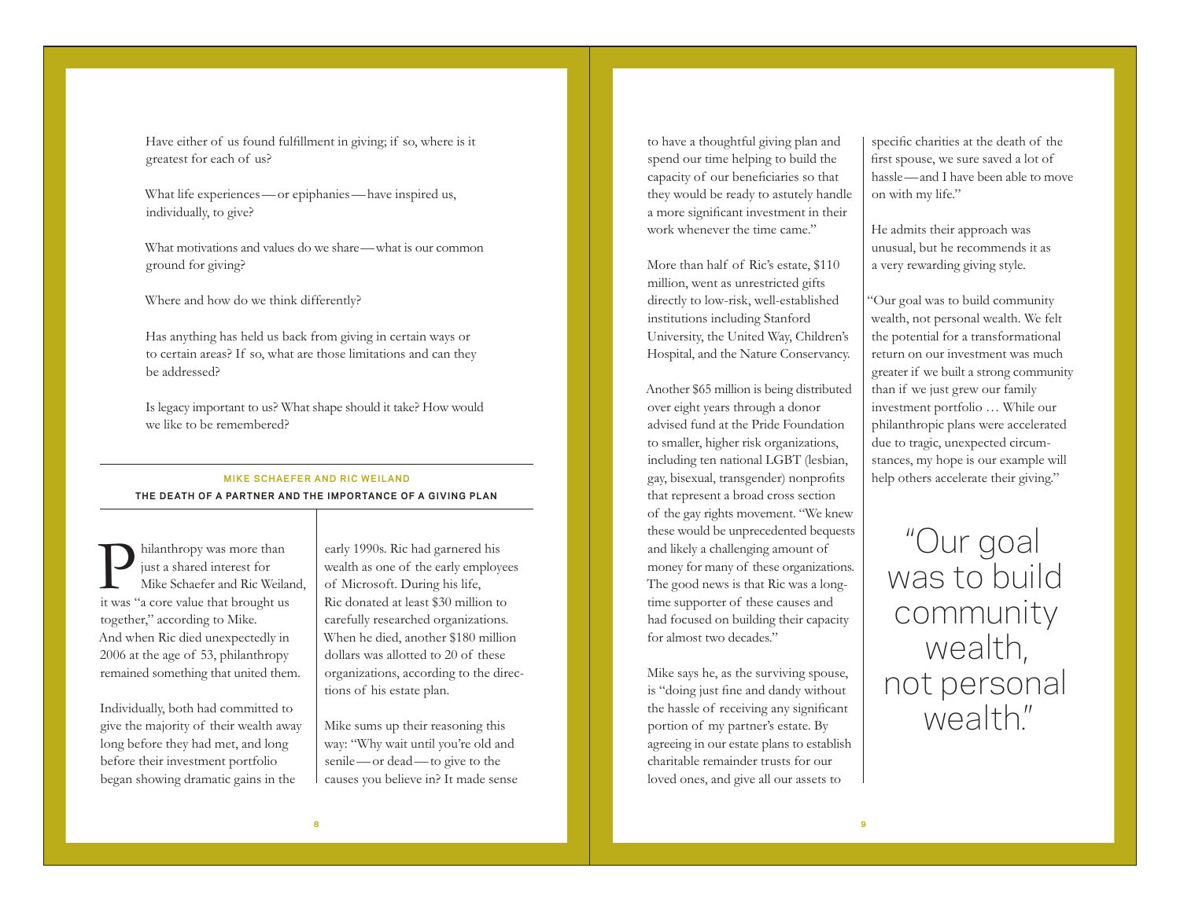Have either of us found fulfillment in giving; if so, where is it greatest for each of us?

What life experiences — or epiphanies — have inspired us, individually, to give?

What motivations and values do we share — what is our common ground for giving?

Where and how do we think differently?

Has anything has held us back from giving in certain ways or to certain areas? If so, what are those limitations and can they be addressed?

Is legacy important to us? What shape should it take? How would we like to be remembered?

---

**MIKE SCHAEFER AND RIC WEILAND**

## THE DEATH OF A PARTNER AND THE IMPORTANCE OF A GIVING PLAN

Philanthropy was more than just a shared interest for Mike Schaefer and Ric Weiland, it was "a core value that brought us together," according to Mike. And when Ric died unexpectedly in 2006 at the age of 53, philanthropy remained something that united them.

Individually, both had committed to give the majority of their wealth away long before they had met, and long before their investment portfolio began showing dramatic gains in the early 1990s. Ric had garnered his wealth as one of the early employees of Microsoft. During his life, Ric donated at least $30 million to carefully researched organizations. When he died, another $180 million dollars was allotted to 20 of these organizations, according to the directions of his estate plan.

Mike sums up their reasoning this way: "Why wait until you're old and senile — or dead — to give to the causes you believe in? It made sense to have a thoughtful giving plan and spend our time helping to build the capacity of our beneficiaries so that they would be ready to astutely handle a more significant investment in their work whenever the time came."

More than half of Ric's estate, $110 million, went as unrestricted gifts directly to low-risk, well-established institutions including Stanford University, the United Way, Children's Hospital, and the Nature Conservancy.

Another $65 million is being distributed over eight years through a donor advised fund at the Pride Foundation to smaller, higher risk organizations, including ten national LGBT (lesbian, gay, bisexual, transgender) nonprofits that represent a broad cross section of the gay rights movement. "We knew these would be unprecedented bequests and likely a challenging amount of money for many of these organizations. The good news is that Ric was a long-time supporter of these causes and had focused on building their capacity for almost two decades."

Mike says he, as the surviving spouse, is "doing just fine and dandy without the hassle of receiving any significant portion of my partner's estate. By agreeing in our estate plans to establish charitable remainder trusts for our loved ones, and give all our assets to specific charities at the death of the first spouse, we sure saved a lot of hassle — and I have been able to move on with my life."

He admits their approach was unusual, but he recommends it as a very rewarding giving style.

"Our goal was to build community wealth, not personal wealth. We felt the potential for a transformational return on our investment was much greater if we built a strong community than if we just grew our family investment portfolio … While our philanthropic plans were accelerated due to tragic, unexpected circumstances, my hope is our example will help others accelerate their giving."

> "Our goal was to build community wealth, not personal wealth."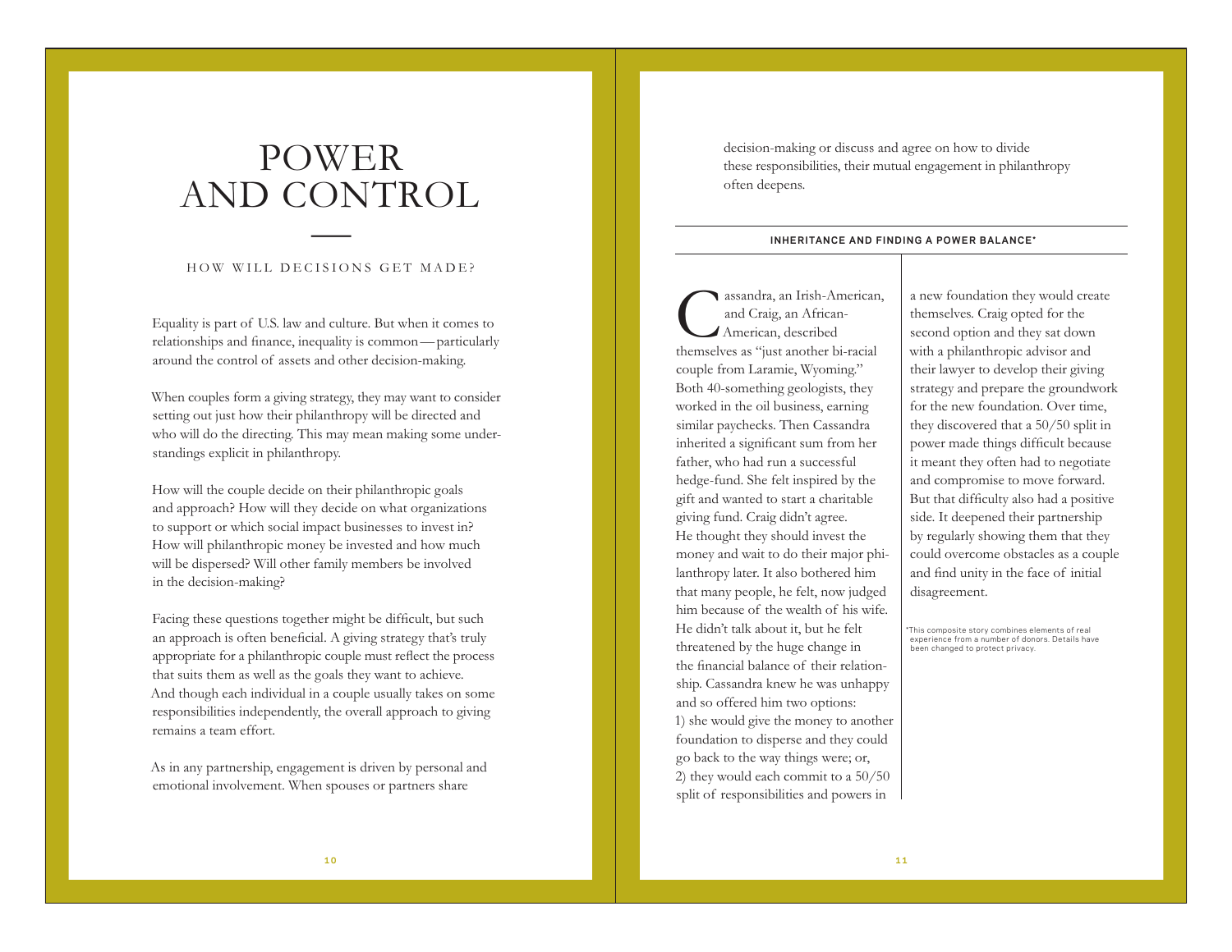# POWER AND CONTROL

HOW WILL DECISIONS GET MADE?

Equality is part of U.S. law and culture. But when it comes to relationships and finance, inequality is common — particularly around the control of assets and other decision-making.

When couples form a giving strategy, they may want to consider setting out just how their philanthropy will be directed and who will do the directing. This may mean making some understandings explicit in philanthropy.

How will the couple decide on their philanthropic goals and approach? How will they decide on what organizations to support or which social impact businesses to invest in? How will philanthropic money be invested and how much will be dispersed? Will other family members be involved in the decision-making?

Facing these questions together might be difficult, but such an approach is often beneficial. A giving strategy that's truly appropriate for a philanthropic couple must reflect the process that suits them as well as the goals they want to achieve. And though each individual in a couple usually takes on some responsibilities independently, the overall approach to giving remains a team effort.

As in any partnership, engagement is driven by personal and emotional involvement. When spouses or partners share decision-making or discuss and agree on how to divide these responsibilities, their mutual engagement in philanthropy often deepens.

**INHERITANCE AND FINDING A POWER BALANCE***

Cassandra, an Irish-American, and Craig, an African-American, described themselves as "just another bi-racial couple from Laramie, Wyoming." Both 40-something geologists, they worked in the oil business, earning similar paychecks. Then Cassandra inherited a significant sum from her father, who had run a successful hedge-fund. She felt inspired by the gift and wanted to start a charitable giving fund. Craig didn't agree. He thought they should invest the money and wait to do their major philanthropy later. It also bothered him that many people, he felt, now judged him because of the wealth of his wife. He didn't talk about it, but he felt threatened by the huge change in the financial balance of their relationship. Cassandra knew he was unhappy and so offered him two options: 1) she would give the money to another foundation to disperse and they could go back to the way things were; or, 2) they would each commit to a 50/50 split of responsibilities and powers in a new foundation they would create themselves. Craig opted for the second option and they sat down with a philanthropic advisor and their lawyer to develop their giving strategy and prepare the groundwork for the new foundation. Over time, they discovered that a 50/50 split in power made things difficult because it meant they often had to negotiate and compromise to move forward. But that difficulty also had a positive side. It deepened their partnership by regularly showing them that they could overcome obstacles as a couple and find unity in the face of initial disagreement.

*This composite story combines elements of real experience from a number of donors. Details have been changed to protect privacy.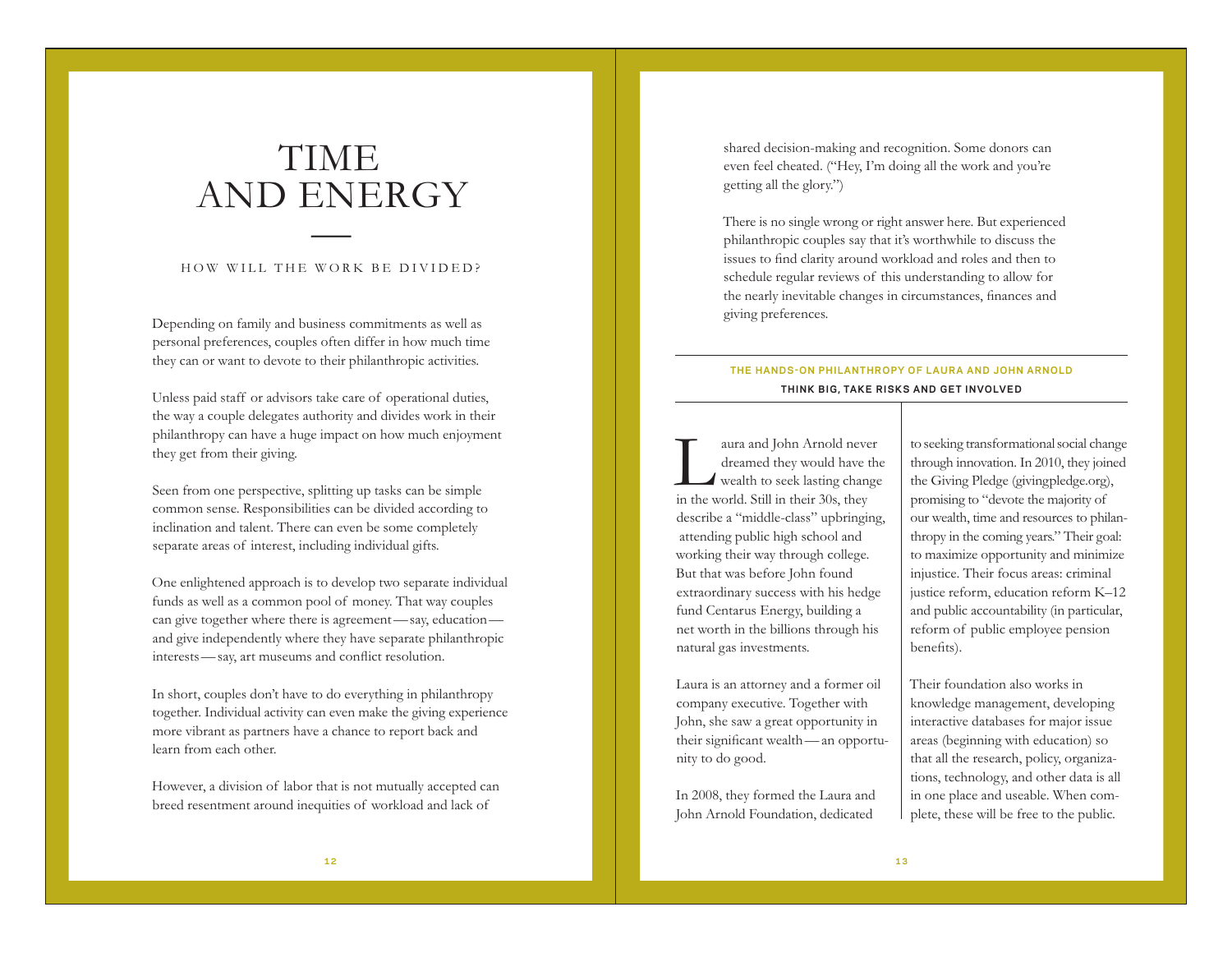# TIME AND ENERGY

HOW WILL THE WORK BE DIVIDED?

Depending on family and business commitments as well as personal preferences, couples often differ in how much time they can or want to devote to their philanthropic activities.

Unless paid staff or advisors take care of operational duties, the way a couple delegates authority and divides work in their philanthropy can have a huge impact on how much enjoyment they get from their giving.

Seen from one perspective, splitting up tasks can be simple common sense. Responsibilities can be divided according to inclination and talent. There can even be some completely separate areas of interest, including individual gifts.

One enlightened approach is to develop two separate individual funds as well as a common pool of money. That way couples can give together where there is agreement — say, education — and give independently where they have separate philanthropic interests — say, art museums and conflict resolution.

In short, couples don't have to do everything in philanthropy together. Individual activity can even make the giving experience more vibrant as partners have a chance to report back and learn from each other.

However, a division of labor that is not mutually accepted can breed resentment around inequities of workload and lack of shared decision-making and recognition. Some donors can even feel cheated. ("Hey, I'm doing all the work and you're getting all the glory.")

There is no single wrong or right answer here. But experienced philanthropic couples say that it's worthwhile to discuss the issues to find clarity around workload and roles and then to schedule regular reviews of this understanding to allow for the nearly inevitable changes in circumstances, finances and giving preferences.

---

**THE HANDS-ON PHILANTHROPY OF LAURA AND JOHN ARNOLD**

**THINK BIG, TAKE RISKS AND GET INVOLVED**

Laura and John Arnold never dreamed they would have the wealth to seek lasting change in the world. Still in their 30s, they describe a "middle-class" upbringing, attending public high school and working their way through college. But that was before John found extraordinary success with his hedge fund Centarus Energy, building a net worth in the billions through his natural gas investments.

Laura is an attorney and a former oil company executive. Together with John, she saw a great opportunity in their significant wealth — an opportunity to do good.

In 2008, they formed the Laura and John Arnold Foundation, dedicated to seeking transformational social change through innovation. In 2010, they joined the Giving Pledge (givingpledge.org), promising to "devote the majority of our wealth, time and resources to philanthropy in the coming years." Their goal: to maximize opportunity and minimize injustice. Their focus areas: criminal justice reform, education reform K–12 and public accountability (in particular, reform of public employee pension benefits).

Their foundation also works in knowledge management, developing interactive databases for major issue areas (beginning with education) so that all the research, policy, organizations, technology, and other data is all in one place and useable. When complete, these will be free to the public.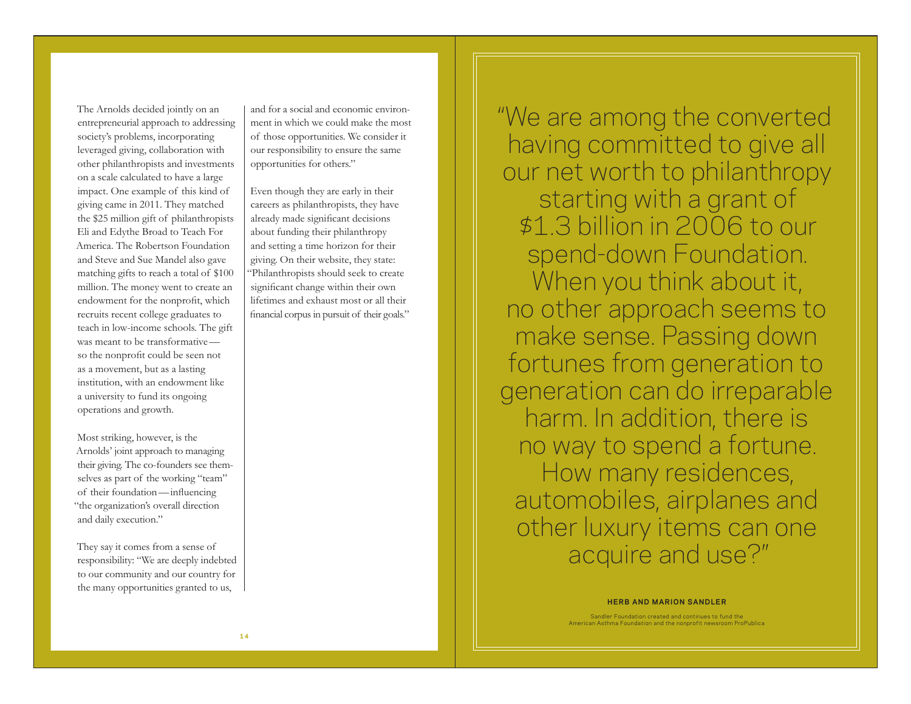The Arnolds decided jointly on an entrepreneurial approach to addressing society's problems, incorporating leveraged giving, collaboration with other philanthropists and investments on a scale calculated to have a large impact. One example of this kind of giving came in 2011. They matched the $25 million gift of philanthropists Eli and Edythe Broad to Teach For America. The Robertson Foundation and Steve and Sue Mandel also gave matching gifts to reach a total of $100 million. The money went to create an endowment for the nonprofit, which recruits recent college graduates to teach in low-income schools. The gift was meant to be transformative — so the nonprofit could be seen not as a movement, but as a lasting institution, with an endowment like a university to fund its ongoing operations and growth.

Most striking, however, is the Arnolds' joint approach to managing their giving. The co-founders see themselves as part of the working "team" of their foundation — influencing "the organization's overall direction and daily execution."

They say it comes from a sense of responsibility: "We are deeply indebted to our community and our country for the many opportunities granted to us, and for a social and economic environment in which we could make the most of those opportunities. We consider it our responsibility to ensure the same opportunities for others."

Even though they are early in their careers as philanthropists, they have already made significant decisions about funding their philanthropy and setting a time horizon for their giving. On their website, they state: "Philanthropists should seek to create significant change within their own lifetimes and exhaust most or all their financial corpus in pursuit of their goals."

> "We are among the converted having committed to give all our net worth to philanthropy starting with a grant of $1.3 billion in 2006 to our spend-down Foundation. When you think about it, no other approach seems to make sense. Passing down fortunes from generation to generation can do irreparable harm. In addition, there is no way to spend a fortune. How many residences, automobiles, airplanes and other luxury items can one acquire and use?"

**HERB AND MARION SANDLER**

Sandler Foundation created and continues to fund the American Asthma Foundation and the nonprofit newsroom ProPublica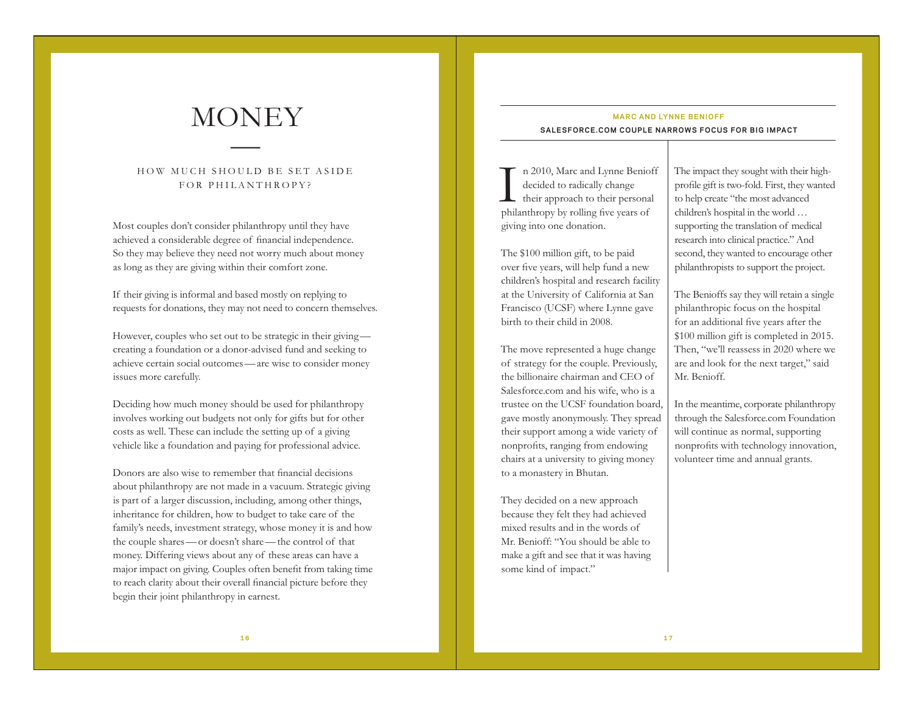# MONEY

## HOW MUCH SHOULD BE SET ASIDE FOR PHILANTHROPY?

Most couples don't consider philanthropy until they have achieved a considerable degree of financial independence. So they may believe they need not worry much about money as long as they are giving within their comfort zone.

If their giving is informal and based mostly on replying to requests for donations, they may not need to concern themselves.

However, couples who set out to be strategic in their giving—creating a foundation or a donor-advised fund and seeking to achieve certain social outcomes—are wise to consider money issues more carefully.

Deciding how much money should be used for philanthropy involves working out budgets not only for gifts but for other costs as well. These can include the setting up of a giving vehicle like a foundation and paying for professional advice.

Donors are also wise to remember that financial decisions about philanthropy are not made in a vacuum. Strategic giving is part of a larger discussion, including, among other things, inheritance for children, how to budget to take care of the family's needs, investment strategy, whose money it is and how the couple shares—or doesn't share—the control of that money. Differing views about any of these areas can have a major impact on giving. Couples often benefit from taking time to reach clarity about their overall financial picture before they begin their joint philanthropy in earnest.

---

### MARC AND LYNNE BENIOFF

**SALESFORCE.COM COUPLE NARROWS FOCUS FOR BIG IMPACT**

In 2010, Marc and Lynne Benioff decided to radically change their approach to their personal philanthropy by rolling five years of giving into one donation.

The $100 million gift, to be paid over five years, will help fund a new children's hospital and research facility at the University of California at San Francisco (UCSF) where Lynne gave birth to their child in 2008.

The move represented a huge change of strategy for the couple. Previously, the billionaire chairman and CEO of Salesforce.com and his wife, who is a trustee on the UCSF foundation board, gave mostly anonymously. They spread their support among a wide variety of nonprofits, ranging from endowing chairs at a university to giving money to a monastery in Bhutan.

They decided on a new approach because they felt they had achieved mixed results and in the words of Mr. Benioff: "You should be able to make a gift and see that it was having some kind of impact."

The impact they sought with their high-profile gift is two-fold. First, they wanted to help create "the most advanced children's hospital in the world … supporting the translation of medical research into clinical practice." And second, they wanted to encourage other philanthropists to support the project.

The Benioffs say they will retain a single philanthropic focus on the hospital for an additional five years after the $100 million gift is completed in 2015. Then, "we'll reassess in 2020 where we are and look for the next target," said Mr. Benioff.

In the meantime, corporate philanthropy through the Salesforce.com Foundation will continue as normal, supporting nonprofits with technology innovation, volunteer time and annual grants.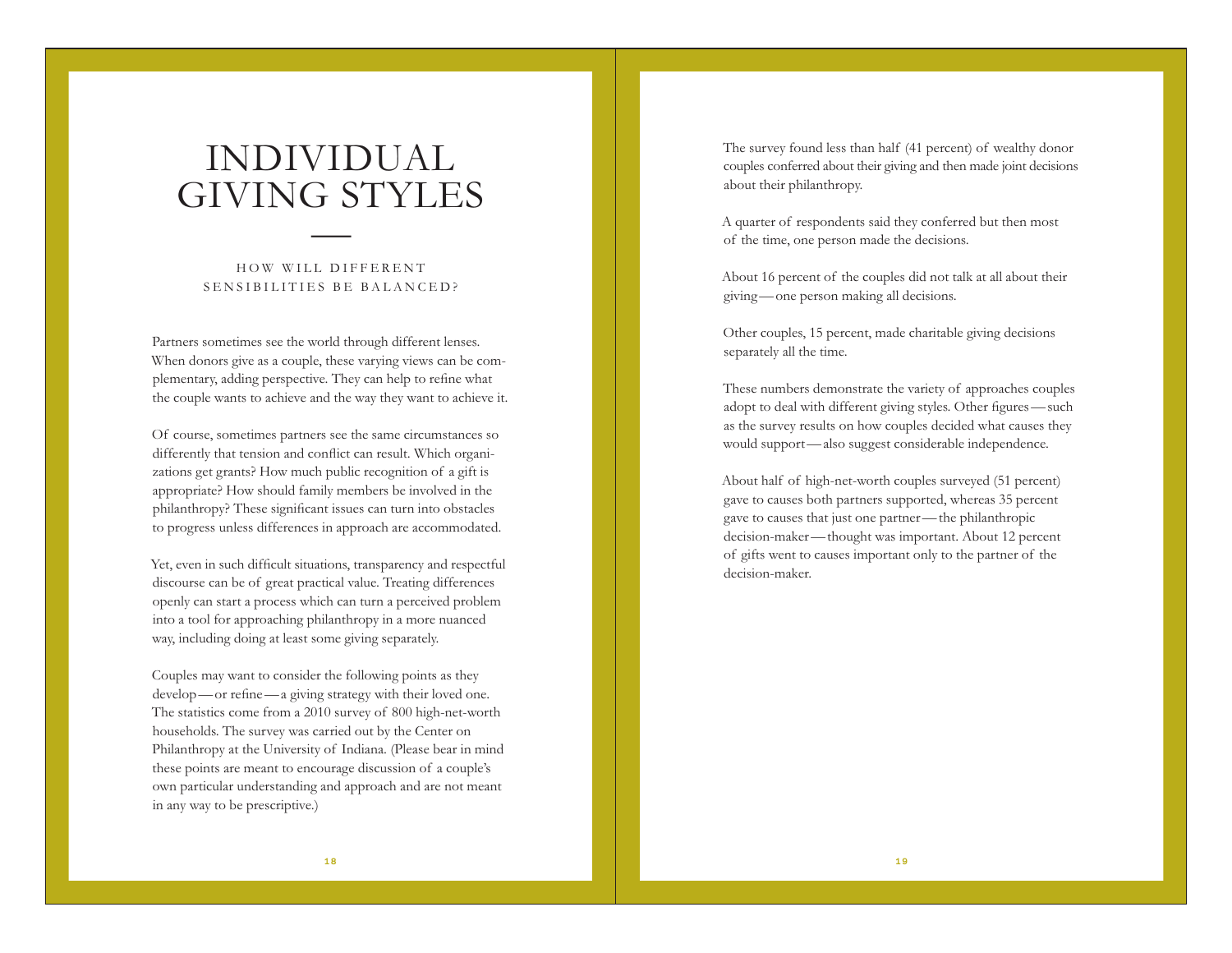# INDIVIDUAL GIVING STYLES

HOW WILL DIFFERENT SENSIBILITIES BE BALANCED?

Partners sometimes see the world through different lenses. When donors give as a couple, these varying views can be complementary, adding perspective. They can help to refine what the couple wants to achieve and the way they want to achieve it.

Of course, sometimes partners see the same circumstances so differently that tension and conflict can result. Which organizations get grants? How much public recognition of a gift is appropriate? How should family members be involved in the philanthropy? These significant issues can turn into obstacles to progress unless differences in approach are accommodated.

Yet, even in such difficult situations, transparency and respectful discourse can be of great practical value. Treating differences openly can start a process which can turn a perceived problem into a tool for approaching philanthropy in a more nuanced way, including doing at least some giving separately.

Couples may want to consider the following points as they develop—or refine—a giving strategy with their loved one. The statistics come from a 2010 survey of 800 high-net-worth households. The survey was carried out by the Center on Philanthropy at the University of Indiana. (Please bear in mind these points are meant to encourage discussion of a couple's own particular understanding and approach and are not meant in any way to be prescriptive.)

The survey found less than half (41 percent) of wealthy donor couples conferred about their giving and then made joint decisions about their philanthropy.

A quarter of respondents said they conferred but then most of the time, one person made the decisions.

About 16 percent of the couples did not talk at all about their giving—one person making all decisions.

Other couples, 15 percent, made charitable giving decisions separately all the time.

These numbers demonstrate the variety of approaches couples adopt to deal with different giving styles. Other figures—such as the survey results on how couples decided what causes they would support—also suggest considerable independence.

About half of high-net-worth couples surveyed (51 percent) gave to causes both partners supported, whereas 35 percent gave to causes that just one partner—the philanthropic decision-maker—thought was important. About 12 percent of gifts went to causes important only to the partner of the decision-maker.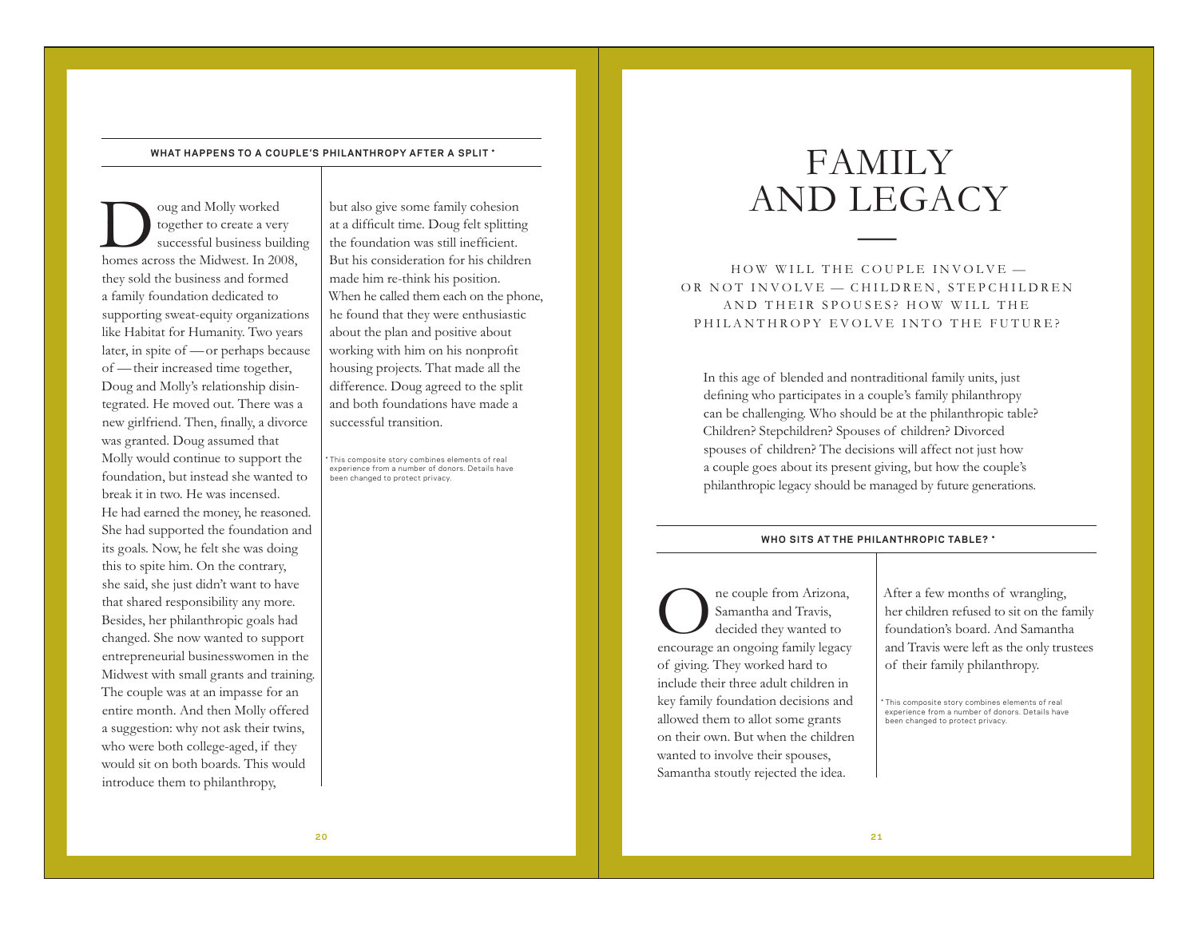### WHAT HAPPENS TO A COUPLE'S PHILANTHROPY AFTER A SPLIT *

Doug and Molly worked together to create a very successful business building homes across the Midwest. In 2008, they sold the business and formed a family foundation dedicated to supporting sweat-equity organizations like Habitat for Humanity. Two years later, in spite of — or perhaps because of — their increased time together, Doug and Molly's relationship disintegrated. He moved out. There was a new girlfriend. Then, finally, a divorce was granted. Doug assumed that Molly would continue to support the foundation, but instead she wanted to break it in two. He was incensed. He had earned the money, he reasoned. She had supported the foundation and its goals. Now, he felt she was doing this to spite him. On the contrary, she said, she just didn't want to have that shared responsibility any more. Besides, her philanthropic goals had changed. She now wanted to support entrepreneurial businesswomen in the Midwest with small grants and training. The couple was at an impasse for an entire month. And then Molly offered a suggestion: why not ask their twins, who were both college-aged, if they would sit on both boards. This would introduce them to philanthropy, but also give some family cohesion at a difficult time. Doug felt splitting the foundation was still inefficient. But his consideration for his children made him re-think his position. When he called them each on the phone, he found that they were enthusiastic about the plan and positive about working with him on his nonprofit housing projects. That made all the difference. Doug agreed to the split and both foundations have made a successful transition.

\* This composite story combines elements of real experience from a number of donors. Details have been changed to protect privacy.

# FAMILY AND LEGACY

HOW WILL THE COUPLE INVOLVE — OR NOT INVOLVE — CHILDREN, STEPCHILDREN AND THEIR SPOUSES? HOW WILL THE PHILANTHROPY EVOLVE INTO THE FUTURE?

In this age of blended and nontraditional family units, just defining who participates in a couple's family philanthropy can be challenging. Who should be at the philanthropic table? Children? Stepchildren? Spouses of children? Divorced spouses of children? The decisions will affect not just how a couple goes about its present giving, but how the couple's philanthropic legacy should be managed by future generations.

### WHO SITS AT THE PHILANTHROPIC TABLE? *

One couple from Arizona, Samantha and Travis, decided they wanted to encourage an ongoing family legacy of giving. They worked hard to include their three adult children in key family foundation decisions and allowed them to allot some grants on their own. But when the children wanted to involve their spouses, Samantha stoutly rejected the idea. After a few months of wrangling, her children refused to sit on the family foundation's board. And Samantha and Travis were left as the only trustees of their family philanthropy.

\* This composite story combines elements of real experience from a number of donors. Details have been changed to protect privacy.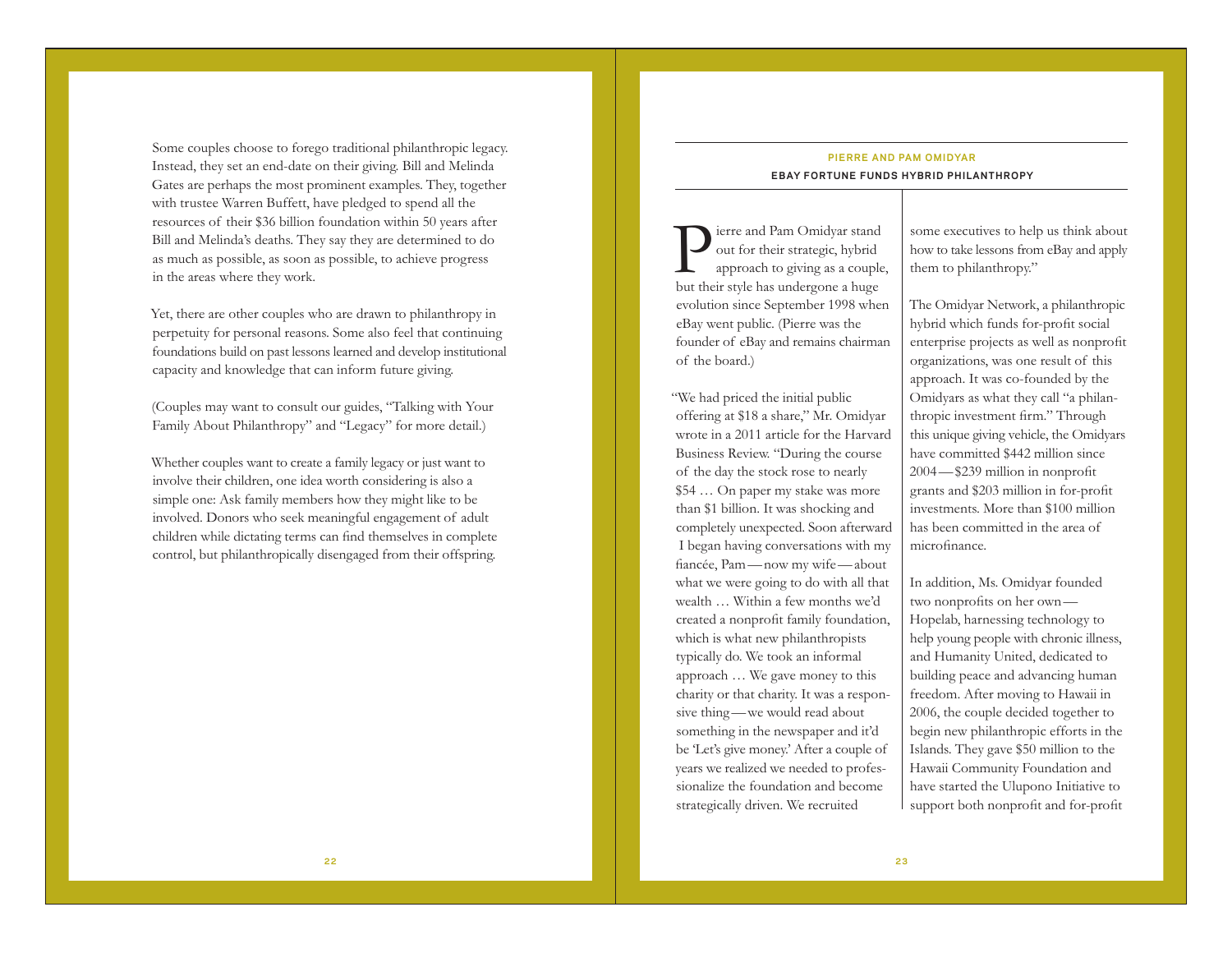Some couples choose to forego traditional philanthropic legacy. Instead, they set an end-date on their giving. Bill and Melinda Gates are perhaps the most prominent examples. They, together with trustee Warren Buffett, have pledged to spend all the resources of their $36 billion foundation within 50 years after Bill and Melinda's deaths. They say they are determined to do as much as possible, as soon as possible, to achieve progress in the areas where they work.

Yet, there are other couples who are drawn to philanthropy in perpetuity for personal reasons. Some also feel that continuing foundations build on past lessons learned and develop institutional capacity and knowledge that can inform future giving.

(Couples may want to consult our guides, "Talking with Your Family About Philanthropy" and "Legacy" for more detail.)

Whether couples want to create a family legacy or just want to involve their children, one idea worth considering is also a simple one: Ask family members how they might like to be involved. Donors who seek meaningful engagement of adult children while dictating terms can find themselves in complete control, but philanthropically disengaged from their offspring.

### PIERRE AND PAM OMIDYAR

#### EBAY FORTUNE FUNDS HYBRID PHILANTHROPY

Pierre and Pam Omidyar stand out for their strategic, hybrid approach to giving as a couple, but their style has undergone a huge evolution since September 1998 when eBay went public. (Pierre was the founder of eBay and remains chairman of the board.)

"We had priced the initial public offering at $18 a share," Mr. Omidyar wrote in a 2011 article for the Harvard Business Review. "During the course of the day the stock rose to nearly $54 … On paper my stake was more than $1 billion. It was shocking and completely unexpected. Soon afterward I began having conversations with my fiancée, Pam — now my wife — about what we were going to do with all that wealth … Within a few months we'd created a nonprofit family foundation, which is what new philanthropists typically do. We took an informal approach … We gave money to this charity or that charity. It was a responsive thing — we would read about something in the newspaper and it'd be 'Let's give money.' After a couple of years we realized we needed to professionalize the foundation and become strategically driven. We recruited some executives to help us think about how to take lessons from eBay and apply them to philanthropy."

The Omidyar Network, a philanthropic hybrid which funds for-profit social enterprise projects as well as nonprofit organizations, was one result of this approach. It was co-founded by the Omidyars as what they call "a philanthropic investment firm." Through this unique giving vehicle, the Omidyars have committed $442 million since 2004 — $239 million in nonprofit grants and $203 million in for-profit investments. More than $100 million has been committed in the area of microfinance.

In addition, Ms. Omidyar founded two nonprofits on her own — Hopelab, harnessing technology to help young people with chronic illness, and Humanity United, dedicated to building peace and advancing human freedom. After moving to Hawaii in 2006, the couple decided together to begin new philanthropic efforts in the Islands. They gave $50 million to the Hawaii Community Foundation and have started the Ulupono Initiative to support both nonprofit and for-profit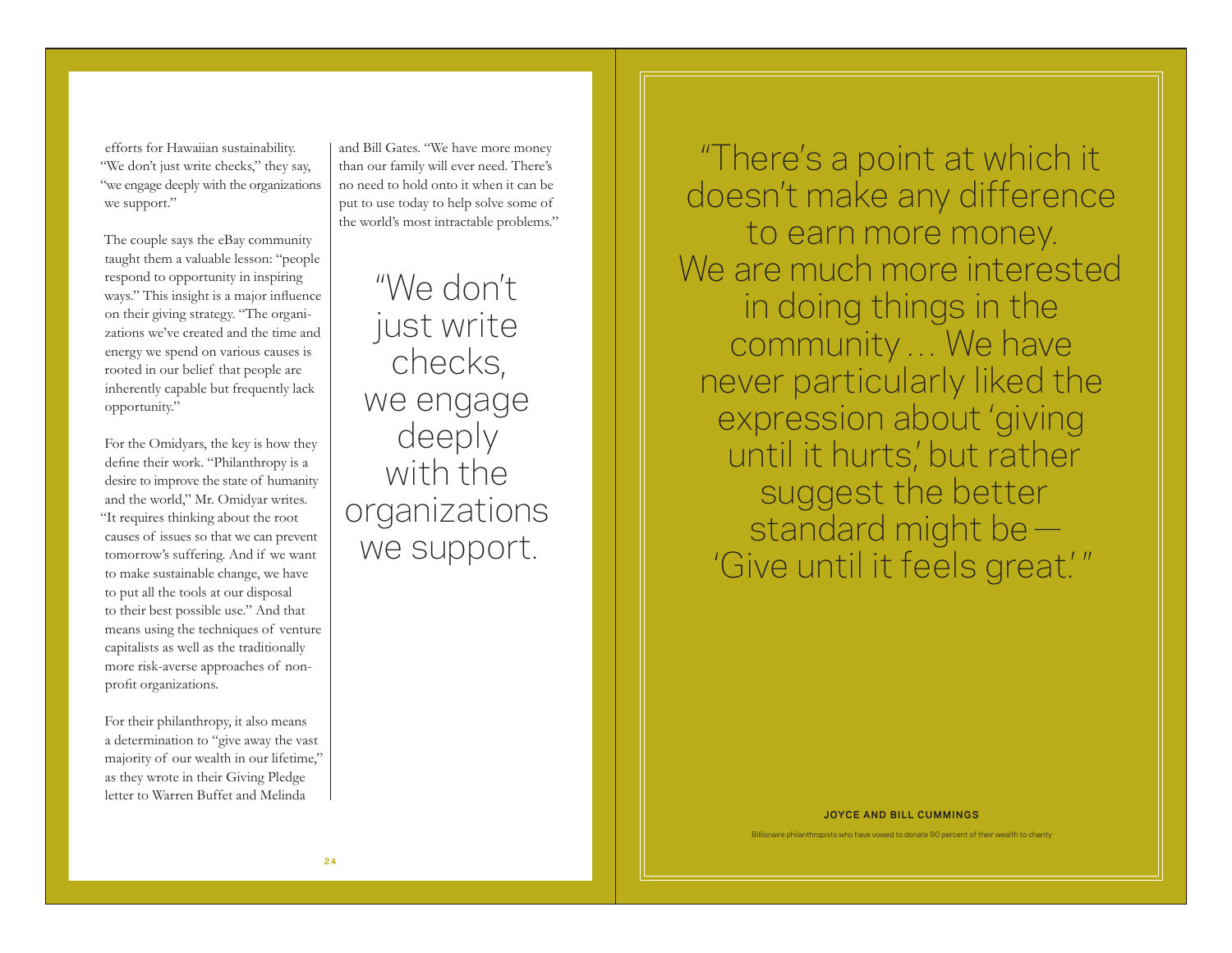efforts for Hawaiian sustainability. "We don't just write checks," they say, "we engage deeply with the organizations we support."

The couple says the eBay community taught them a valuable lesson: "people respond to opportunity in inspiring ways." This insight is a major influence on their giving strategy. "The organizations we've created and the time and energy we spend on various causes is rooted in our belief that people are inherently capable but frequently lack opportunity."

For the Omidyars, the key is how they define their work. "Philanthropy is a desire to improve the state of humanity and the world," Mr. Omidyar writes. "It requires thinking about the root causes of issues so that we can prevent tomorrow's suffering. And if we want to make sustainable change, we have to put all the tools at our disposal to their best possible use." And that means using the techniques of venture capitalists as well as the traditionally more risk-averse approaches of non-profit organizations.

For their philanthropy, it also means a determination to "give away the vast majority of our wealth in our lifetime," as they wrote in their Giving Pledge letter to Warren Buffet and Melinda and Bill Gates. "We have more money than our family will ever need. There's no need to hold onto it when it can be put to use today to help solve some of the world's most intractable problems."

> "We don't just write checks, we engage deeply with the organizations we support.

> "There's a point at which it doesn't make any difference to earn more money. We are much more interested in doing things in the community … We have never particularly liked the expression about 'giving until it hurts,' but rather suggest the better standard might be — 'Give until it feels great.' "

**JOYCE AND BILL CUMMINGS**

Billionaire philanthropists who have vowed to donate 90 percent of their wealth to charity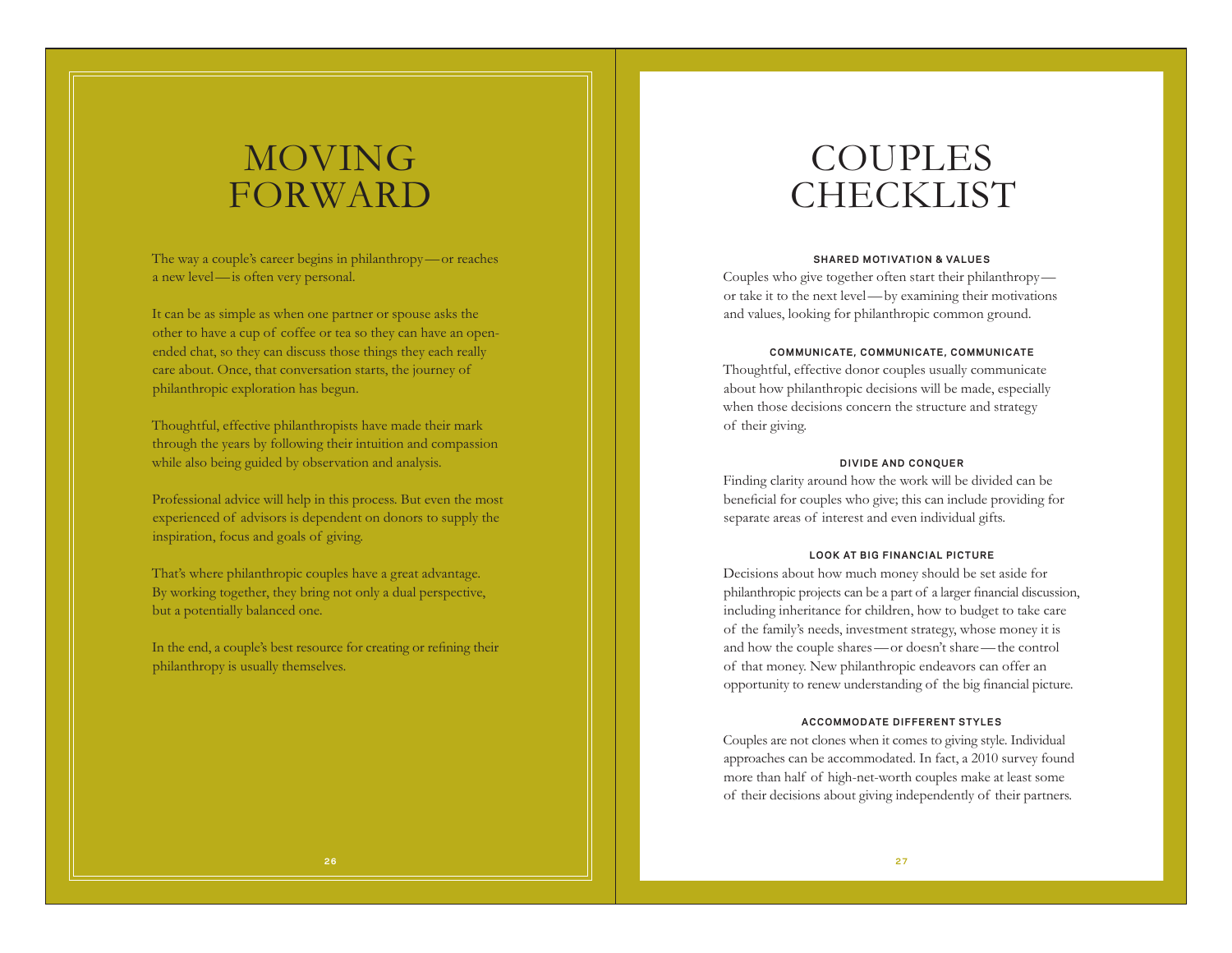# MOVING FORWARD

The way a couple's career begins in philanthropy—or reaches a new level—is often very personal.

It can be as simple as when one partner or spouse asks the other to have a cup of coffee or tea so they can have an open-ended chat, so they can discuss those things they each really care about. Once, that conversation starts, the journey of philanthropic exploration has begun.

Thoughtful, effective philanthropists have made their mark through the years by following their intuition and compassion while also being guided by observation and analysis.

Professional advice will help in this process. But even the most experienced of advisors is dependent on donors to supply the inspiration, focus and goals of giving.

That's where philanthropic couples have a great advantage. By working together, they bring not only a dual perspective, but a potentially balanced one.

In the end, a couple's best resource for creating or refining their philanthropy is usually themselves.

# COUPLES CHECKLIST

### SHARED MOTIVATION & VALUES

Couples who give together often start their philanthropy—or take it to the next level—by examining their motivations and values, looking for philanthropic common ground.

### COMMUNICATE, COMMUNICATE, COMMUNICATE

Thoughtful, effective donor couples usually communicate about how philanthropic decisions will be made, especially when those decisions concern the structure and strategy of their giving.

### DIVIDE AND CONQUER

Finding clarity around how the work will be divided can be beneficial for couples who give; this can include providing for separate areas of interest and even individual gifts.

### LOOK AT BIG FINANCIAL PICTURE

Decisions about how much money should be set aside for philanthropic projects can be a part of a larger financial discussion, including inheritance for children, how to budget to take care of the family's needs, investment strategy, whose money it is and how the couple shares—or doesn't share—the control of that money. New philanthropic endeavors can offer an opportunity to renew understanding of the big financial picture.

### ACCOMMODATE DIFFERENT STYLES

Couples are not clones when it comes to giving style. Individual approaches can be accommodated. In fact, a 2010 survey found more than half of high-net-worth couples make at least some of their decisions about giving independently of their partners.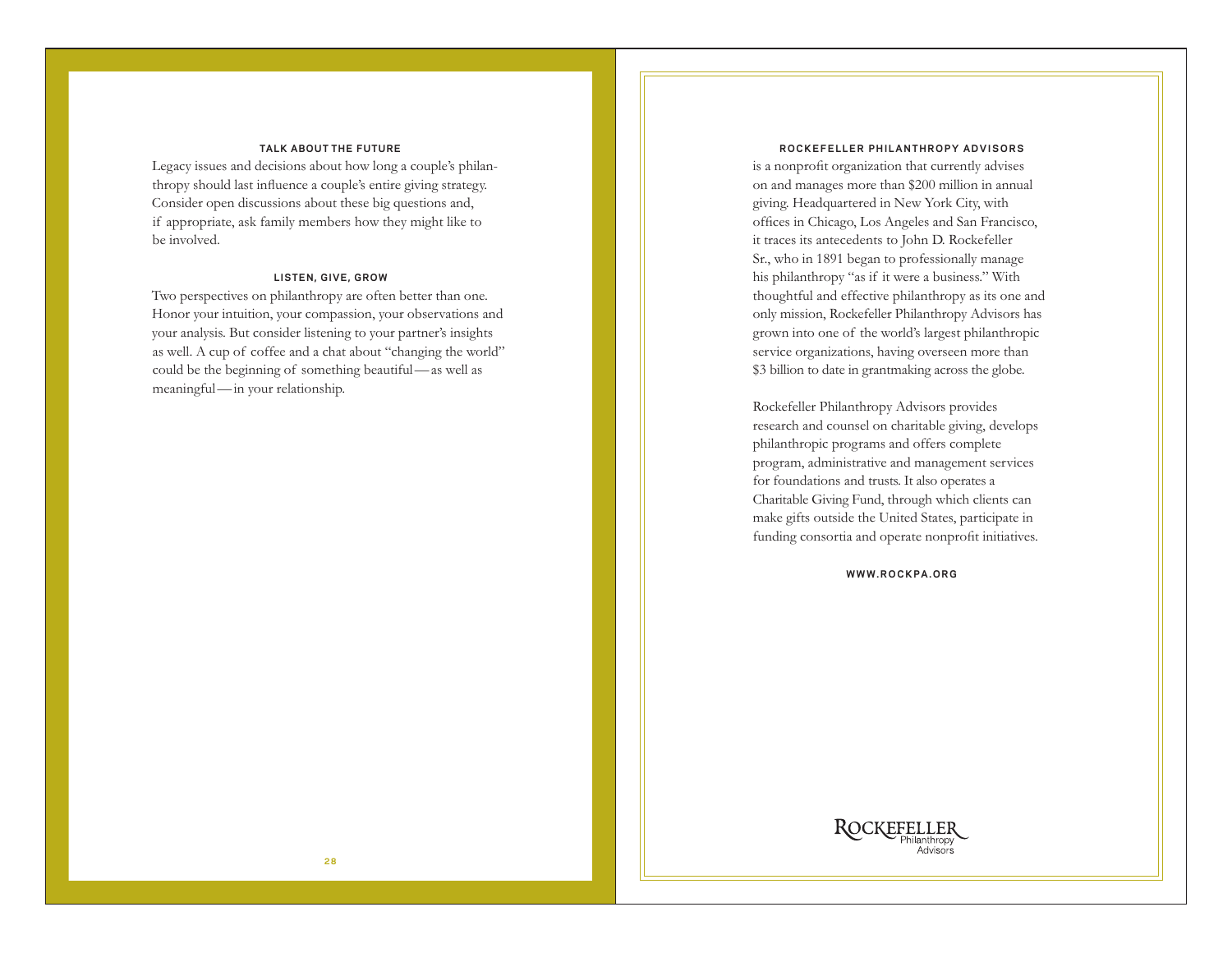### TALK ABOUT THE FUTURE

Legacy issues and decisions about how long a couple's philanthropy should last influence a couple's entire giving strategy. Consider open discussions about these big questions and, if appropriate, ask family members how they might like to be involved.

### LISTEN, GIVE, GROW

Two perspectives on philanthropy are often better than one. Honor your intuition, your compassion, your observations and your analysis. But consider listening to your partner's insights as well. A cup of coffee and a chat about "changing the world" could be the beginning of something beautiful — as well as meaningful — in your relationship.

### ROCKEFELLER PHILANTHROPY ADVISORS

is a nonprofit organization that currently advises on and manages more than $200 million in annual giving. Headquartered in New York City, with offices in Chicago, Los Angeles and San Francisco, it traces its antecedents to John D. Rockefeller Sr., who in 1891 began to professionally manage his philanthropy "as if it were a business." With thoughtful and effective philanthropy as its one and only mission, Rockefeller Philanthropy Advisors has grown into one of the world's largest philanthropic service organizations, having overseen more than $3 billion to date in grantmaking across the globe.

Rockefeller Philanthropy Advisors provides research and counsel on charitable giving, develops philanthropic programs and offers complete program, administrative and management services for foundations and trusts. It also operates a Charitable Giving Fund, through which clients can make gifts outside the United States, participate in funding consortia and operate nonprofit initiatives.

**WWW.ROCKPA.ORG**

Rockefeller Philanthropy Advisors